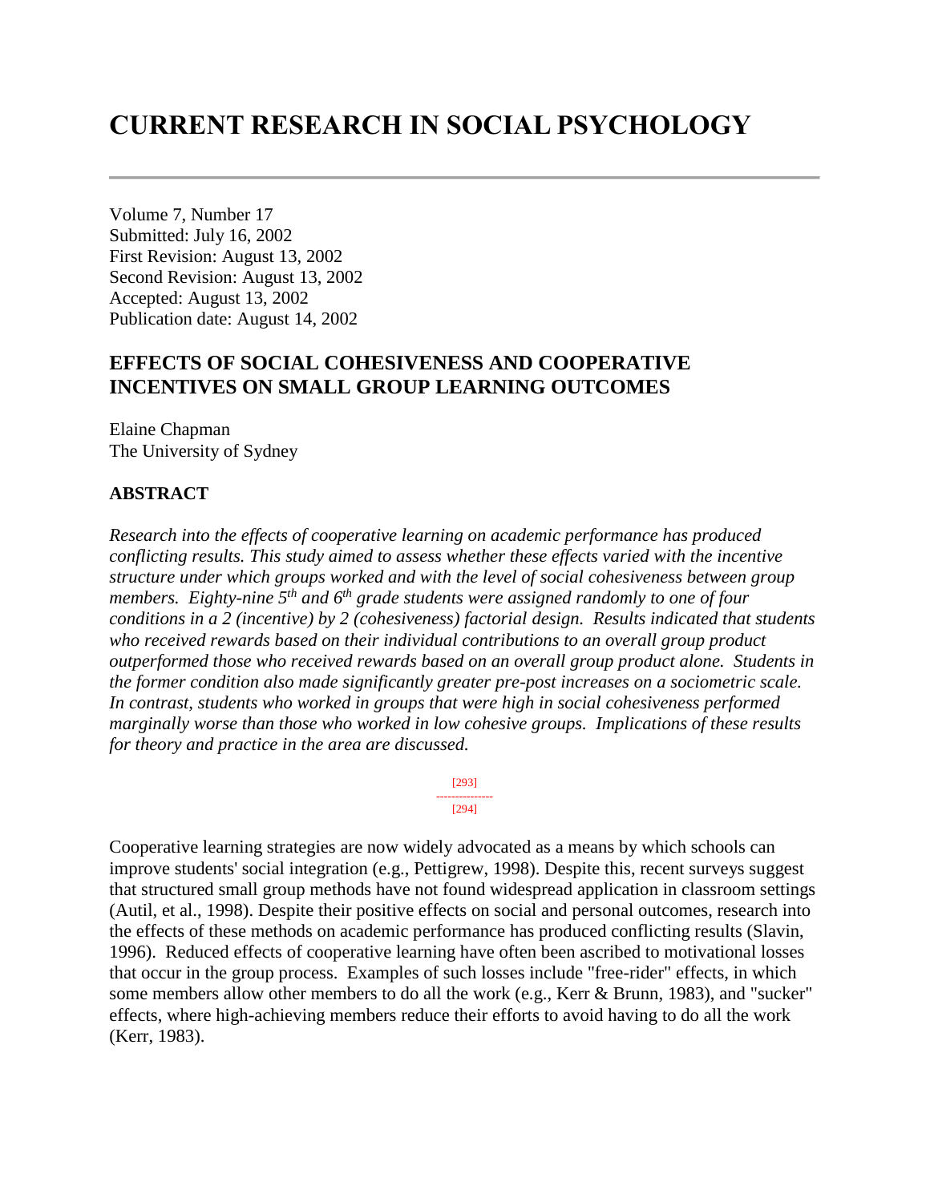# CURRENT RESEARCH IN SOCIAL PSYCHOLOGY

Volume 7, Number 17
Submitted: July 16, 2002
First Revision: August 13, 2002
Second Revision: August 13, 2002
Accepted: August 13, 2002
Publication date: August 14, 2002

## EFFECTS OF SOCIAL COHESIVENESS AND COOPERATIVE INCENTIVES ON SMALL GROUP LEARNING OUTCOMES

Elaine Chapman
The University of Sydney

### ABSTRACT

*Research into the effects of cooperative learning on academic performance has produced conflicting results. This study aimed to assess whether these effects varied with the incentive structure under which groups worked and with the level of social cohesiveness between group members. Eighty-nine 5th and 6th grade students were assigned randomly to one of four conditions in a 2 (incentive) by 2 (cohesiveness) factorial design. Results indicated that students who received rewards based on their individual contributions to an overall group product outperformed those who received rewards based on an overall group product alone. Students in the former condition also made significantly greater pre-post increases on a sociometric scale. In contrast, students who worked in groups that were high in social cohesiveness performed marginally worse than those who worked in low cohesive groups. Implications of these results for theory and practice in the area are discussed.*

Cooperative learning strategies are now widely advocated as a means by which schools can improve students' social integration (e.g., Pettigrew, 1998). Despite this, recent surveys suggest that structured small group methods have not found widespread application in classroom settings (Autil, et al., 1998). Despite their positive effects on social and personal outcomes, research into the effects of these methods on academic performance has produced conflicting results (Slavin, 1996). Reduced effects of cooperative learning have often been ascribed to motivational losses that occur in the group process. Examples of such losses include "free-rider" effects, in which some members allow other members to do all the work (e.g., Kerr & Brunn, 1983), and "sucker" effects, where high-achieving members reduce their efforts to avoid having to do all the work (Kerr, 1983).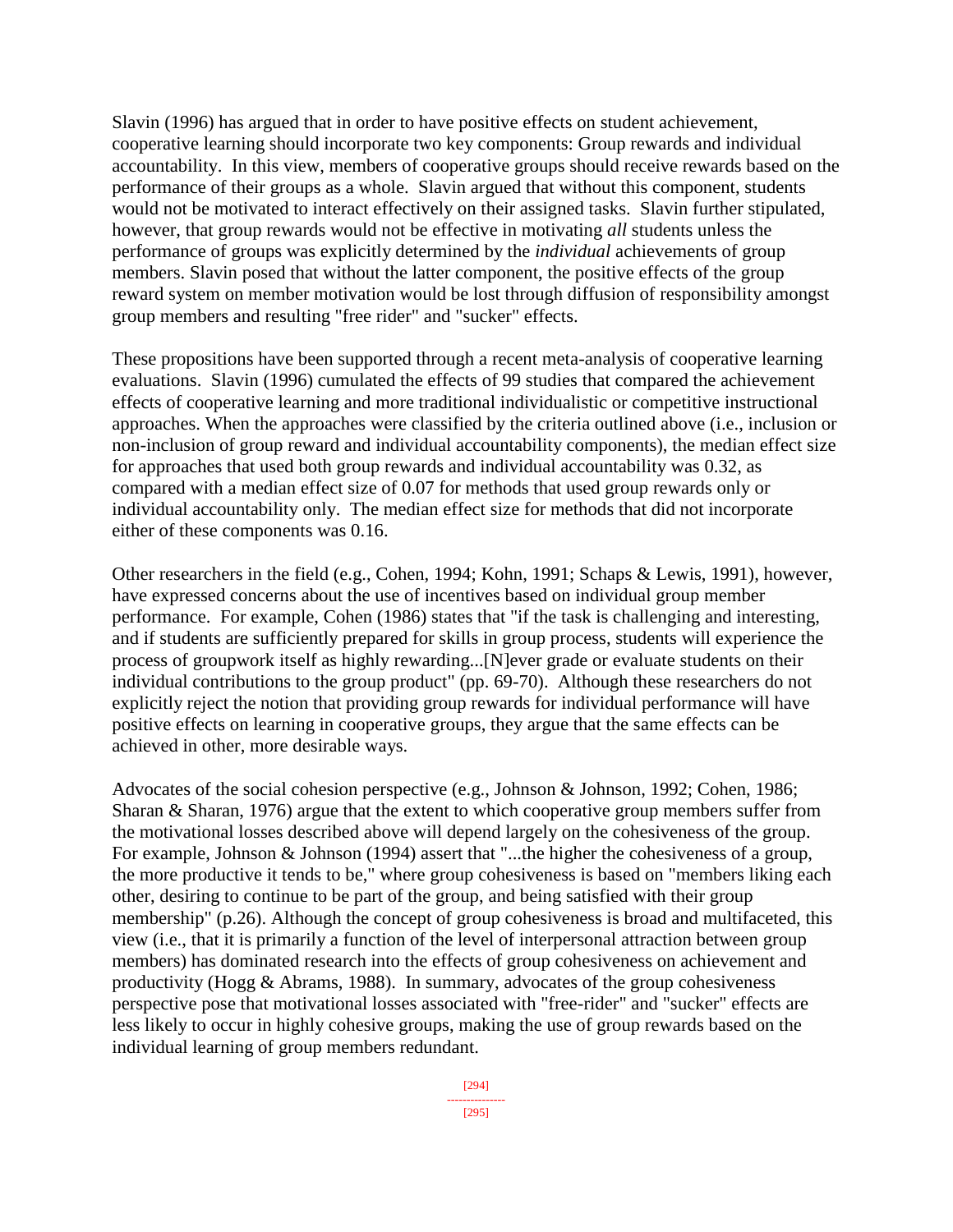Slavin (1996) has argued that in order to have positive effects on student achievement, cooperative learning should incorporate two key components: Group rewards and individual accountability. In this view, members of cooperative groups should receive rewards based on the performance of their groups as a whole. Slavin argued that without this component, students would not be motivated to interact effectively on their assigned tasks. Slavin further stipulated, however, that group rewards would not be effective in motivating *all* students unless the performance of groups was explicitly determined by the *individual* achievements of group members. Slavin posed that without the latter component, the positive effects of the group reward system on member motivation would be lost through diffusion of responsibility amongst group members and resulting "free rider" and "sucker" effects.

These propositions have been supported through a recent meta-analysis of cooperative learning evaluations. Slavin (1996) cumulated the effects of 99 studies that compared the achievement effects of cooperative learning and more traditional individualistic or competitive instructional approaches. When the approaches were classified by the criteria outlined above (i.e., inclusion or non-inclusion of group reward and individual accountability components), the median effect size for approaches that used both group rewards and individual accountability was 0.32, as compared with a median effect size of 0.07 for methods that used group rewards only or individual accountability only. The median effect size for methods that did not incorporate either of these components was 0.16.

Other researchers in the field (e.g., Cohen, 1994; Kohn, 1991; Schaps & Lewis, 1991), however, have expressed concerns about the use of incentives based on individual group member performance. For example, Cohen (1986) states that "if the task is challenging and interesting, and if students are sufficiently prepared for skills in group process, students will experience the process of groupwork itself as highly rewarding...[N]ever grade or evaluate students on their individual contributions to the group product" (pp. 69-70). Although these researchers do not explicitly reject the notion that providing group rewards for individual performance will have positive effects on learning in cooperative groups, they argue that the same effects can be achieved in other, more desirable ways.

Advocates of the social cohesion perspective (e.g., Johnson & Johnson, 1992; Cohen, 1986; Sharan & Sharan, 1976) argue that the extent to which cooperative group members suffer from the motivational losses described above will depend largely on the cohesiveness of the group. For example, Johnson & Johnson (1994) assert that "...the higher the cohesiveness of a group, the more productive it tends to be," where group cohesiveness is based on "members liking each other, desiring to continue to be part of the group, and being satisfied with their group membership" (p.26). Although the concept of group cohesiveness is broad and multifaceted, this view (i.e., that it is primarily a function of the level of interpersonal attraction between group members) has dominated research into the effects of group cohesiveness on achievement and productivity (Hogg & Abrams, 1988). In summary, advocates of the group cohesiveness perspective pose that motivational losses associated with "free-rider" and "sucker" effects are less likely to occur in highly cohesive groups, making the use of group rewards based on the individual learning of group members redundant.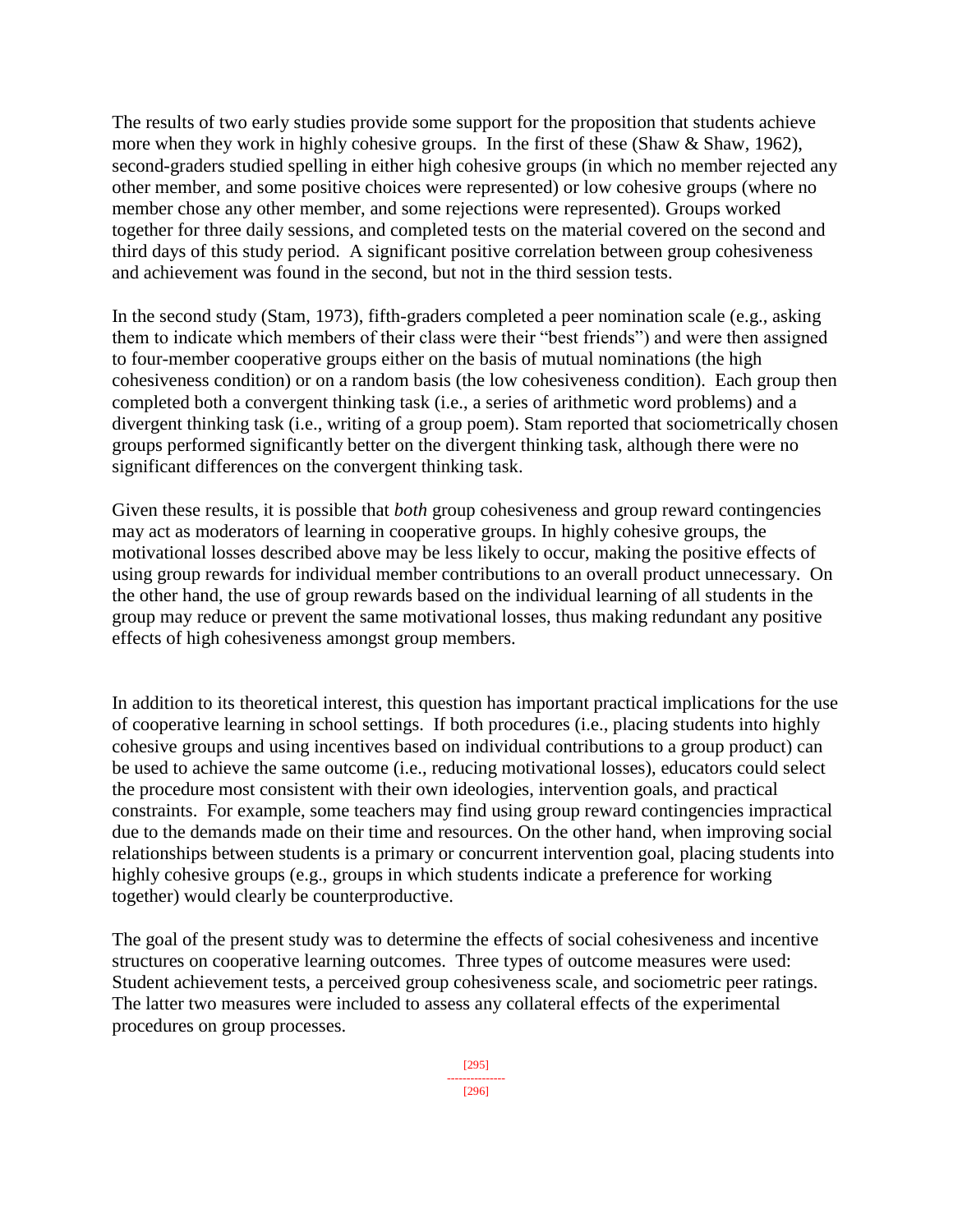The results of two early studies provide some support for the proposition that students achieve more when they work in highly cohesive groups. In the first of these (Shaw & Shaw, 1962), second-graders studied spelling in either high cohesive groups (in which no member rejected any other member, and some positive choices were represented) or low cohesive groups (where no member chose any other member, and some rejections were represented). Groups worked together for three daily sessions, and completed tests on the material covered on the second and third days of this study period. A significant positive correlation between group cohesiveness and achievement was found in the second, but not in the third session tests.

In the second study (Stam, 1973), fifth-graders completed a peer nomination scale (e.g., asking them to indicate which members of their class were their "best friends") and were then assigned to four-member cooperative groups either on the basis of mutual nominations (the high cohesiveness condition) or on a random basis (the low cohesiveness condition). Each group then completed both a convergent thinking task (i.e., a series of arithmetic word problems) and a divergent thinking task (i.e., writing of a group poem). Stam reported that sociometrically chosen groups performed significantly better on the divergent thinking task, although there were no significant differences on the convergent thinking task.

Given these results, it is possible that *both* group cohesiveness and group reward contingencies may act as moderators of learning in cooperative groups. In highly cohesive groups, the motivational losses described above may be less likely to occur, making the positive effects of using group rewards for individual member contributions to an overall product unnecessary. On the other hand, the use of group rewards based on the individual learning of all students in the group may reduce or prevent the same motivational losses, thus making redundant any positive effects of high cohesiveness amongst group members.

In addition to its theoretical interest, this question has important practical implications for the use of cooperative learning in school settings. If both procedures (i.e., placing students into highly cohesive groups and using incentives based on individual contributions to a group product) can be used to achieve the same outcome (i.e., reducing motivational losses), educators could select the procedure most consistent with their own ideologies, intervention goals, and practical constraints. For example, some teachers may find using group reward contingencies impractical due to the demands made on their time and resources. On the other hand, when improving social relationships between students is a primary or concurrent intervention goal, placing students into highly cohesive groups (e.g., groups in which students indicate a preference for working together) would clearly be counterproductive.

The goal of the present study was to determine the effects of social cohesiveness and incentive structures on cooperative learning outcomes. Three types of outcome measures were used: Student achievement tests, a perceived group cohesiveness scale, and sociometric peer ratings. The latter two measures were included to assess any collateral effects of the experimental procedures on group processes.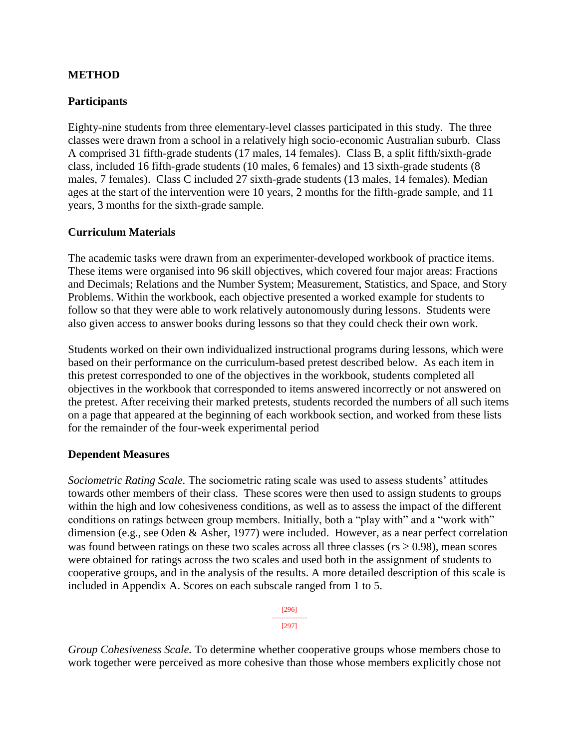## METHOD

### Participants

Eighty-nine students from three elementary-level classes participated in this study. The three classes were drawn from a school in a relatively high socio-economic Australian suburb. Class A comprised 31 fifth-grade students (17 males, 14 females). Class B, a split fifth/sixth-grade class, included 16 fifth-grade students (10 males, 6 females) and 13 sixth-grade students (8 males, 7 females). Class C included 27 sixth-grade students (13 males, 14 females). Median ages at the start of the intervention were 10 years, 2 months for the fifth-grade sample, and 11 years, 3 months for the sixth-grade sample.

### Curriculum Materials

The academic tasks were drawn from an experimenter-developed workbook of practice items. These items were organised into 96 skill objectives, which covered four major areas: Fractions and Decimals; Relations and the Number System; Measurement, Statistics, and Space, and Story Problems. Within the workbook, each objective presented a worked example for students to follow so that they were able to work relatively autonomously during lessons. Students were also given access to answer books during lessons so that they could check their own work.

Students worked on their own individualized instructional programs during lessons, which were based on their performance on the curriculum-based pretest described below. As each item in this pretest corresponded to one of the objectives in the workbook, students completed all objectives in the workbook that corresponded to items answered incorrectly or not answered on the pretest. After receiving their marked pretests, students recorded the numbers of all such items on a page that appeared at the beginning of each workbook section, and worked from these lists for the remainder of the four-week experimental period

### Dependent Measures

*Sociometric Rating Scale.* The sociometric rating scale was used to assess students' attitudes towards other members of their class. These scores were then used to assign students to groups within the high and low cohesiveness conditions, as well as to assess the impact of the different conditions on ratings between group members. Initially, both a "play with" and a "work with" dimension (e.g., see Oden & Asher, 1977) were included. However, as a near perfect correlation was found between ratings on these two scales across all three classes ($r$s $\geq 0.98$), mean scores were obtained for ratings across the two scales and used both in the assignment of students to cooperative groups, and in the analysis of the results. A more detailed description of this scale is included in Appendix A. Scores on each subscale ranged from 1 to 5.

*Group Cohesiveness Scale.* To determine whether cooperative groups whose members chose to work together were perceived as more cohesive than those whose members explicitly chose not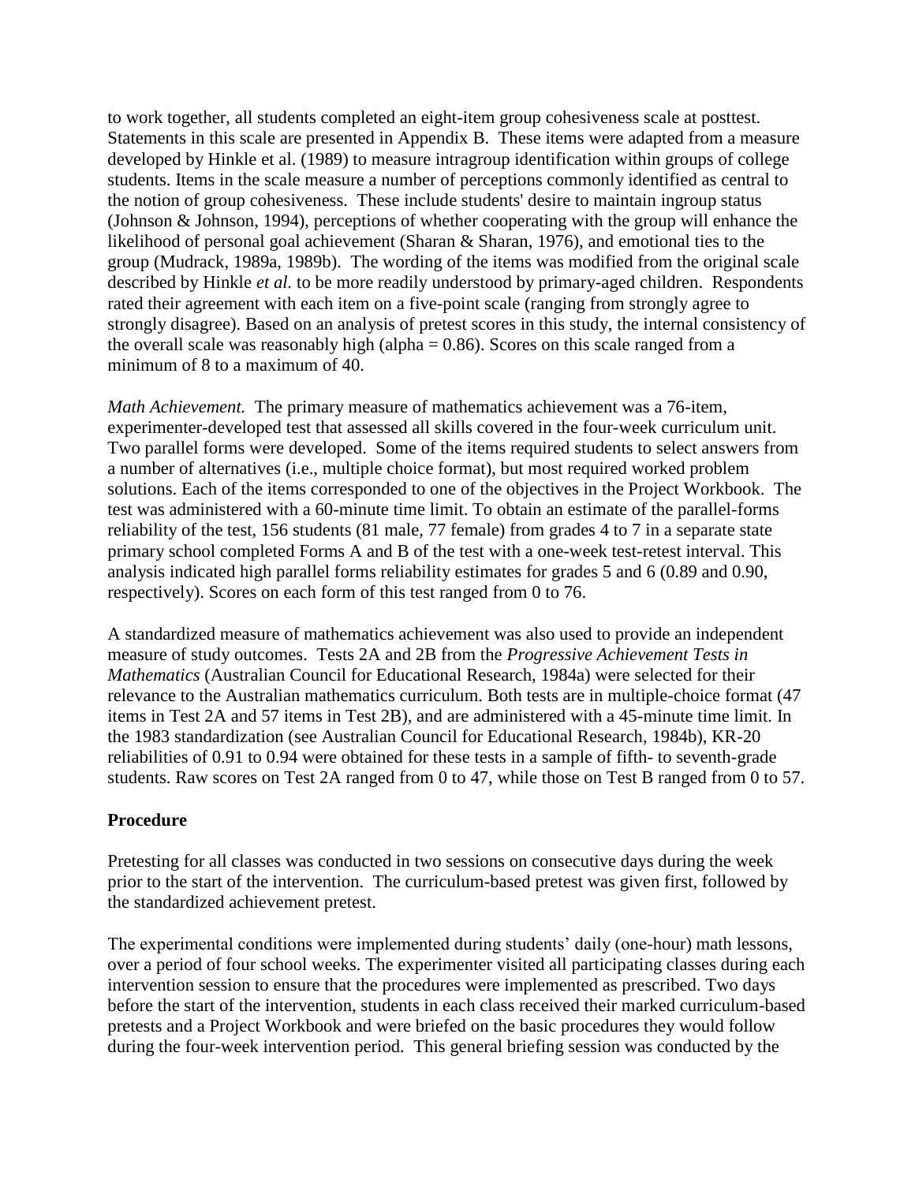to work together, all students completed an eight-item group cohesiveness scale at posttest. Statements in this scale are presented in Appendix B. These items were adapted from a measure developed by Hinkle et al. (1989) to measure intragroup identification within groups of college students. Items in the scale measure a number of perceptions commonly identified as central to the notion of group cohesiveness. These include students' desire to maintain ingroup status (Johnson & Johnson, 1994), perceptions of whether cooperating with the group will enhance the likelihood of personal goal achievement (Sharan & Sharan, 1976), and emotional ties to the group (Mudrack, 1989a, 1989b). The wording of the items was modified from the original scale described by Hinkle *et al.* to be more readily understood by primary-aged children. Respondents rated their agreement with each item on a five-point scale (ranging from strongly agree to strongly disagree). Based on an analysis of pretest scores in this study, the internal consistency of the overall scale was reasonably high (alpha = 0.86). Scores on this scale ranged from a minimum of 8 to a maximum of 40.

*Math Achievement.* The primary measure of mathematics achievement was a 76-item, experimenter-developed test that assessed all skills covered in the four-week curriculum unit. Two parallel forms were developed. Some of the items required students to select answers from a number of alternatives (i.e., multiple choice format), but most required worked problem solutions. Each of the items corresponded to one of the objectives in the Project Workbook. The test was administered with a 60-minute time limit. To obtain an estimate of the parallel-forms reliability of the test, 156 students (81 male, 77 female) from grades 4 to 7 in a separate state primary school completed Forms A and B of the test with a one-week test-retest interval. This analysis indicated high parallel forms reliability estimates for grades 5 and 6 (0.89 and 0.90, respectively). Scores on each form of this test ranged from 0 to 76.

A standardized measure of mathematics achievement was also used to provide an independent measure of study outcomes. Tests 2A and 2B from the *Progressive Achievement Tests in Mathematics* (Australian Council for Educational Research, 1984a) were selected for their relevance to the Australian mathematics curriculum. Both tests are in multiple-choice format (47 items in Test 2A and 57 items in Test 2B), and are administered with a 45-minute time limit. In the 1983 standardization (see Australian Council for Educational Research, 1984b), KR-20 reliabilities of 0.91 to 0.94 were obtained for these tests in a sample of fifth- to seventh-grade students. Raw scores on Test 2A ranged from 0 to 47, while those on Test B ranged from 0 to 57.

## Procedure

Pretesting for all classes was conducted in two sessions on consecutive days during the week prior to the start of the intervention. The curriculum-based pretest was given first, followed by the standardized achievement pretest.

The experimental conditions were implemented during students' daily (one-hour) math lessons, over a period of four school weeks. The experimenter visited all participating classes during each intervention session to ensure that the procedures were implemented as prescribed. Two days before the start of the intervention, students in each class received their marked curriculum-based pretests and a Project Workbook and were briefed on the basic procedures they would follow during the four-week intervention period. This general briefing session was conducted by the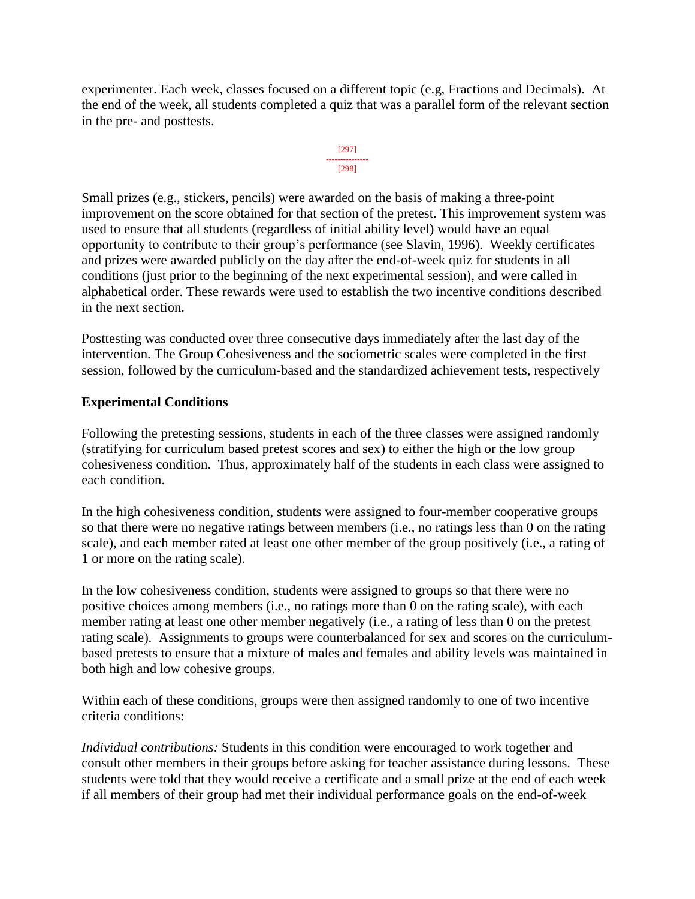experimenter. Each week, classes focused on a different topic (e.g, Fractions and Decimals). At the end of the week, all students completed a quiz that was a parallel form of the relevant section in the pre- and posttests.

[297]
---------------
[298]

Small prizes (e.g., stickers, pencils) were awarded on the basis of making a three-point improvement on the score obtained for that section of the pretest. This improvement system was used to ensure that all students (regardless of initial ability level) would have an equal opportunity to contribute to their group's performance (see Slavin, 1996). Weekly certificates and prizes were awarded publicly on the day after the end-of-week quiz for students in all conditions (just prior to the beginning of the next experimental session), and were called in alphabetical order. These rewards were used to establish the two incentive conditions described in the next section.

Posttesting was conducted over three consecutive days immediately after the last day of the intervention. The Group Cohesiveness and the sociometric scales were completed in the first session, followed by the curriculum-based and the standardized achievement tests, respectively

### Experimental Conditions

Following the pretesting sessions, students in each of the three classes were assigned randomly (stratifying for curriculum based pretest scores and sex) to either the high or the low group cohesiveness condition. Thus, approximately half of the students in each class were assigned to each condition.

In the high cohesiveness condition, students were assigned to four-member cooperative groups so that there were no negative ratings between members (i.e., no ratings less than 0 on the rating scale), and each member rated at least one other member of the group positively (i.e., a rating of 1 or more on the rating scale).

In the low cohesiveness condition, students were assigned to groups so that there were no positive choices among members (i.e., no ratings more than 0 on the rating scale), with each member rating at least one other member negatively (i.e., a rating of less than 0 on the pretest rating scale). Assignments to groups were counterbalanced for sex and scores on the curriculum-based pretests to ensure that a mixture of males and females and ability levels was maintained in both high and low cohesive groups.

Within each of these conditions, groups were then assigned randomly to one of two incentive criteria conditions:

*Individual contributions:* Students in this condition were encouraged to work together and consult other members in their groups before asking for teacher assistance during lessons. These students were told that they would receive a certificate and a small prize at the end of each week if all members of their group had met their individual performance goals on the end-of-week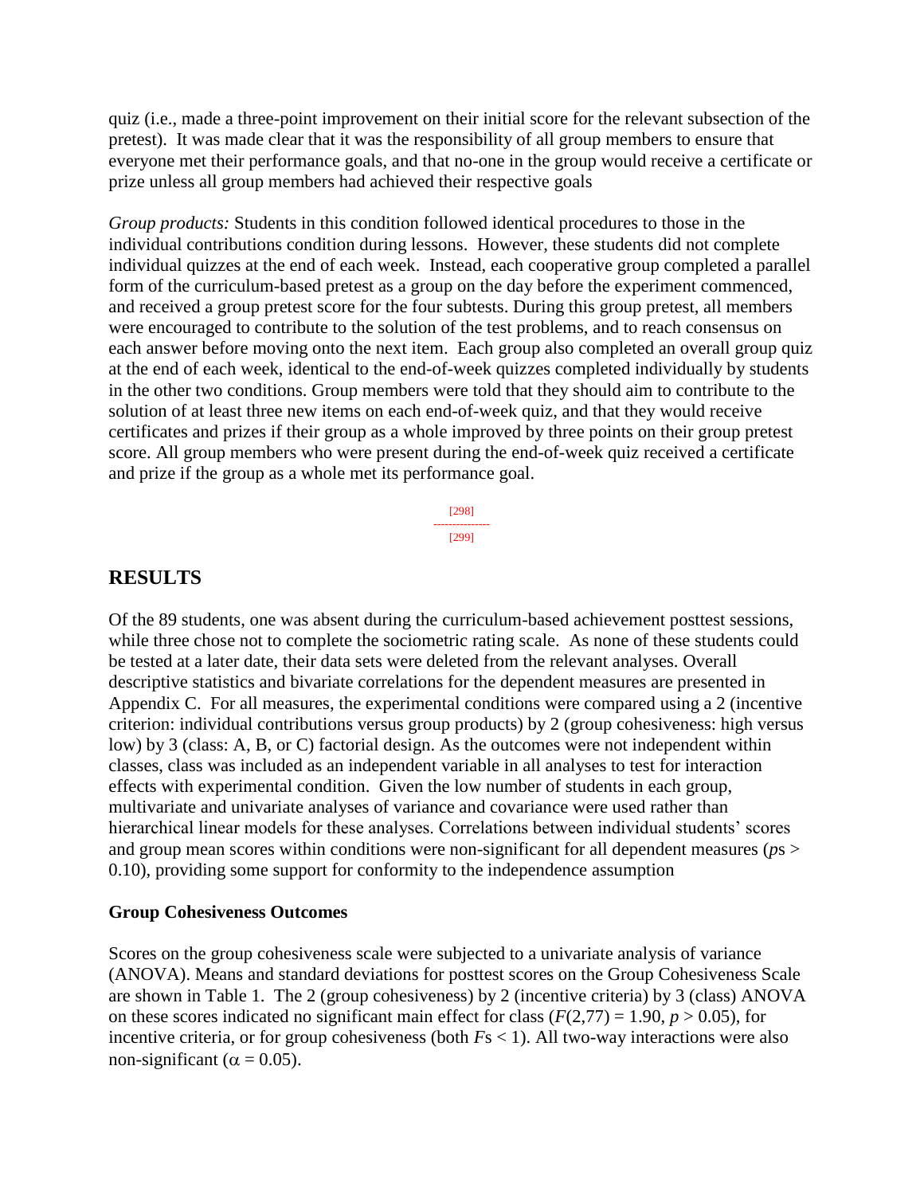quiz (i.e., made a three-point improvement on their initial score for the relevant subsection of the pretest). It was made clear that it was the responsibility of all group members to ensure that everyone met their performance goals, and that no-one in the group would receive a certificate or prize unless all group members had achieved their respective goals

*Group products:* Students in this condition followed identical procedures to those in the individual contributions condition during lessons. However, these students did not complete individual quizzes at the end of each week. Instead, each cooperative group completed a parallel form of the curriculum-based pretest as a group on the day before the experiment commenced, and received a group pretest score for the four subtests. During this group pretest, all members were encouraged to contribute to the solution of the test problems, and to reach consensus on each answer before moving onto the next item. Each group also completed an overall group quiz at the end of each week, identical to the end-of-week quizzes completed individually by students in the other two conditions. Group members were told that they should aim to contribute to the solution of at least three new items on each end-of-week quiz, and that they would receive certificates and prizes if their group as a whole improved by three points on their group pretest score. All group members who were present during the end-of-week quiz received a certificate and prize if the group as a whole met its performance goal.

## RESULTS

Of the 89 students, one was absent during the curriculum-based achievement posttest sessions, while three chose not to complete the sociometric rating scale. As none of these students could be tested at a later date, their data sets were deleted from the relevant analyses. Overall descriptive statistics and bivariate correlations for the dependent measures are presented in Appendix C. For all measures, the experimental conditions were compared using a 2 (incentive criterion: individual contributions versus group products) by 2 (group cohesiveness: high versus low) by 3 (class: A, B, or C) factorial design. As the outcomes were not independent within classes, class was included as an independent variable in all analyses to test for interaction effects with experimental condition. Given the low number of students in each group, multivariate and univariate analyses of variance and covariance were used rather than hierarchical linear models for these analyses. Correlations between individual students' scores and group mean scores within conditions were non-significant for all dependent measures ($p$s > 0.10), providing some support for conformity to the independence assumption

### Group Cohesiveness Outcomes

Scores on the group cohesiveness scale were subjected to a univariate analysis of variance (ANOVA). Means and standard deviations for posttest scores on the Group Cohesiveness Scale are shown in Table 1. The 2 (group cohesiveness) by 2 (incentive criteria) by 3 (class) ANOVA on these scores indicated no significant main effect for class ($F(2,77) = 1.90$, $p > 0.05$), for incentive criteria, or for group cohesiveness (both $F$s < 1). All two-way interactions were also non-significant ($\alpha = 0.05$).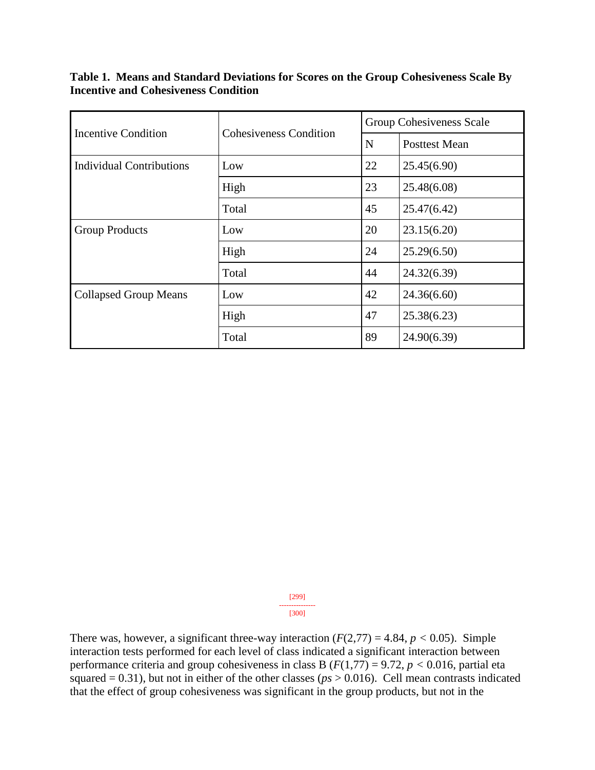**Table 1. Means and Standard Deviations for Scores on the Group Cohesiveness Scale By Incentive and Cohesiveness Condition**

| Incentive Condition | Cohesiveness Condition | Group Cohesiveness Scale | |
|---|---|---|---|
| | | N | Posttest Mean |
| Individual Contributions | Low | 22 | 25.45(6.90) |
| | High | 23 | 25.48(6.08) |
| | Total | 45 | 25.47(6.42) |
| Group Products | Low | 20 | 23.15(6.20) |
| | High | 24 | 25.29(6.50) |
| | Total | 44 | 24.32(6.39) |
| Collapsed Group Means | Low | 42 | 24.36(6.60) |
| | High | 47 | 25.38(6.23) |
| | Total | 89 | 24.90(6.39) |

[299]
---
[300]

There was, however, a significant three-way interaction ($F(2,77) = 4.84$, $p < 0.05$). Simple interaction tests performed for each level of class indicated a significant interaction between performance criteria and group cohesiveness in class B ($F(1,77) = 9.72$, $p < 0.016$, partial eta squared = 0.31), but not in either of the other classes (*ps* > 0.016). Cell mean contrasts indicated that the effect of group cohesiveness was significant in the group products, but not in the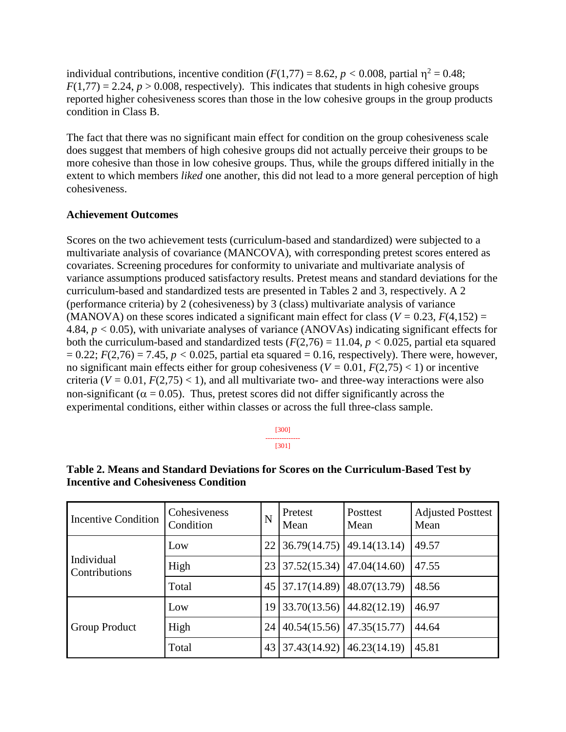individual contributions, incentive condition ($F(1,77) = 8.62$, $p < 0.008$, partial $\eta^2 = 0.48$; $F(1,77) = 2.24$, $p > 0.008$, respectively). This indicates that students in high cohesive groups reported higher cohesiveness scores than those in the low cohesive groups in the group products condition in Class B.

The fact that there was no significant main effect for condition on the group cohesiveness scale does suggest that members of high cohesive groups did not actually perceive their groups to be more cohesive than those in low cohesive groups. Thus, while the groups differed initially in the extent to which members *liked* one another, this did not lead to a more general perception of high cohesiveness.

### Achievement Outcomes

Scores on the two achievement tests (curriculum-based and standardized) were subjected to a multivariate analysis of covariance (MANCOVA), with corresponding pretest scores entered as covariates. Screening procedures for conformity to univariate and multivariate analysis of variance assumptions produced satisfactory results. Pretest means and standard deviations for the curriculum-based and standardized tests are presented in Tables 2 and 3, respectively. A 2 (performance criteria) by 2 (cohesiveness) by 3 (class) multivariate analysis of variance (MANOVA) on these scores indicated a significant main effect for class ($V = 0.23$, $F(4,152) = 4.84$, $p < 0.05$), with univariate analyses of variance (ANOVAs) indicating significant effects for both the curriculum-based and standardized tests ($F(2,76) = 11.04$, $p < 0.025$, partial eta squared $= 0.22$; $F(2,76) = 7.45$, $p < 0.025$, partial eta squared $= 0.16$, respectively). There were, however, no significant main effects either for group cohesiveness ($V = 0.01$, $F(2,75) < 1$) or incentive criteria ($V = 0.01$, $F(2,75) < 1$), and all multivariate two- and three-way interactions were also non-significant ($\alpha = 0.05$). Thus, pretest scores did not differ significantly across the experimental conditions, either within classes or across the full three-class sample.

[300]
---------------
[301]

**Table 2. Means and Standard Deviations for Scores on the Curriculum-Based Test by Incentive and Cohesiveness Condition**

| Incentive Condition | Cohesiveness Condition | N | Pretest Mean | Posttest Mean | Adjusted Posttest Mean |
|---|---|---|---|---|---|
| Individual Contributions | Low | 22 | 36.79(14.75) | 49.14(13.14) | 49.57 |
| | High | 23 | 37.52(15.34) | 47.04(14.60) | 47.55 |
| | Total | 45 | 37.17(14.89) | 48.07(13.79) | 48.56 |
| Group Product | Low | 19 | 33.70(13.56) | 44.82(12.19) | 46.97 |
| | High | 24 | 40.54(15.56) | 47.35(15.77) | 44.64 |
| | Total | 43 | 37.43(14.92) | 46.23(14.19) | 45.81 |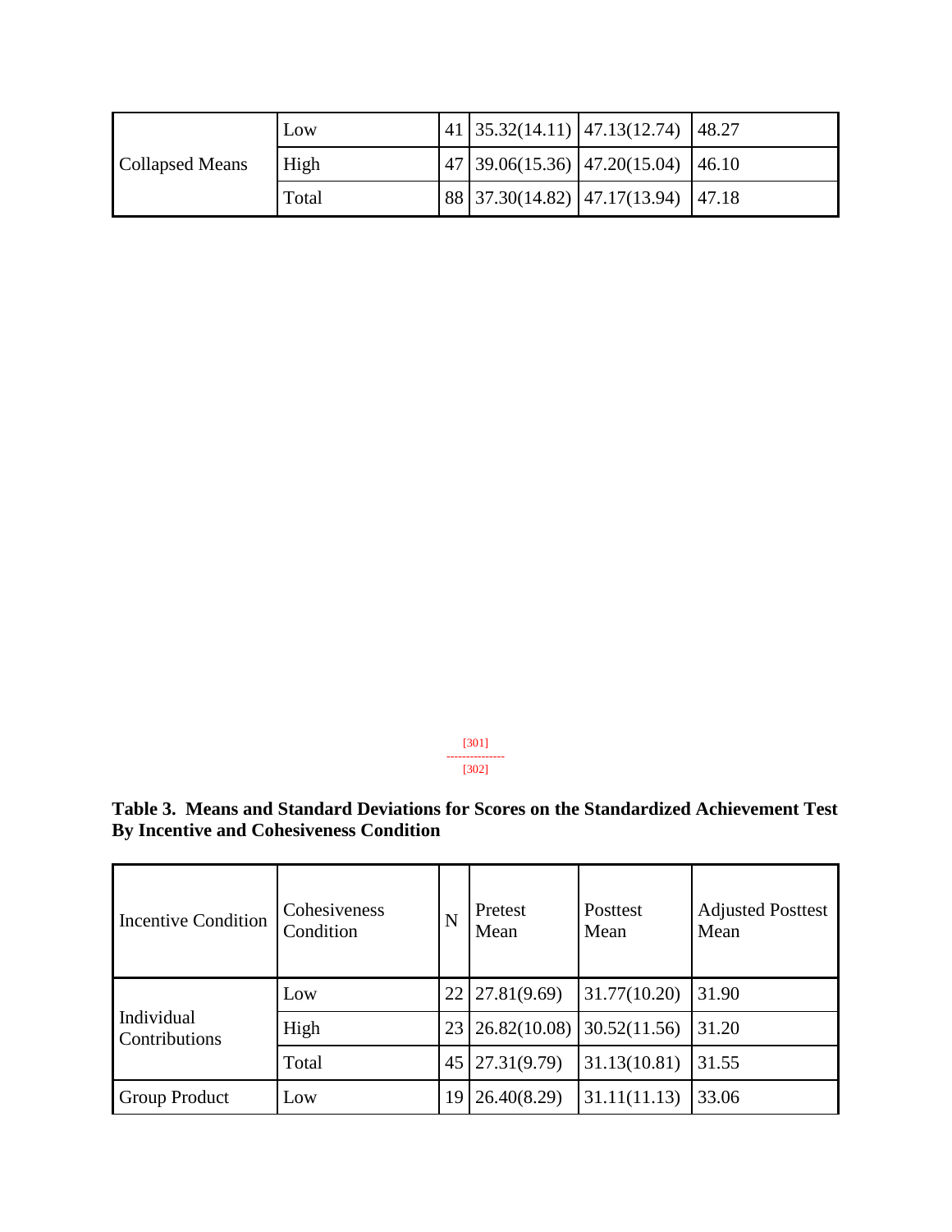| | | | | | |
|---|---|---|---|---|---|
| Collapsed Means | Low | 41 | 35.32(14.11) | 47.13(12.74) | 48.27 |
| | High | 47 | 39.06(15.36) | 47.20(15.04) | 46.10 |
| | Total | 88 | 37.30(14.82) | 47.17(13.94) | 47.18 |

[301]
---------------
[302]

**Table 3. Means and Standard Deviations for Scores on the Standardized Achievement Test By Incentive and Cohesiveness Condition**

| Incentive Condition | Cohesiveness Condition | N | Pretest Mean | Posttest Mean | Adjusted Posttest Mean |
|---|---|---|---|---|---|
| Individual Contributions | Low | 22 | 27.81(9.69) | 31.77(10.20) | 31.90 |
| | High | 23 | 26.82(10.08) | 30.52(11.56) | 31.20 |
| | Total | 45 | 27.31(9.79) | 31.13(10.81) | 31.55 |
| Group Product | Low | 19 | 26.40(8.29) | 31.11(11.13) | 33.06 |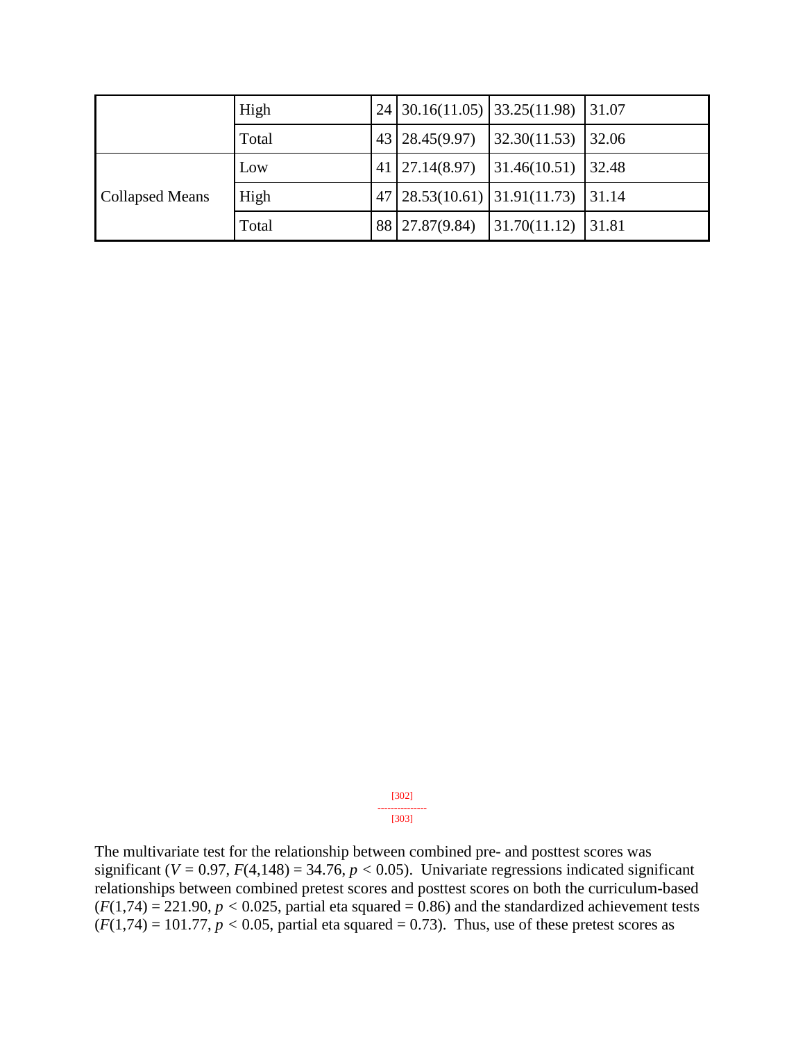| | | | | | |
|---|---|---|---|---|---|
| | High | 24 | 30.16(11.05) | 33.25(11.98) | 31.07 |
| | Total | 43 | 28.45(9.97) | 32.30(11.53) | 32.06 |
| Collapsed Means | Low | 41 | 27.14(8.97) | 31.46(10.51) | 32.48 |
| | High | 47 | 28.53(10.61) | 31.91(11.73) | 31.14 |
| | Total | 88 | 27.87(9.84) | 31.70(11.12) | 31.81 |

[302]
---------------
[303]

The multivariate test for the relationship between combined pre- and posttest scores was significant ($V = 0.97$, $F(4,148) = 34.76$, $p < 0.05$). Univariate regressions indicated significant relationships between combined pretest scores and posttest scores on both the curriculum-based ($F(1,74) = 221.90$, $p < 0.025$, partial eta squared = 0.86) and the standardized achievement tests ($F(1,74) = 101.77$, $p < 0.05$, partial eta squared = 0.73). Thus, use of these pretest scores as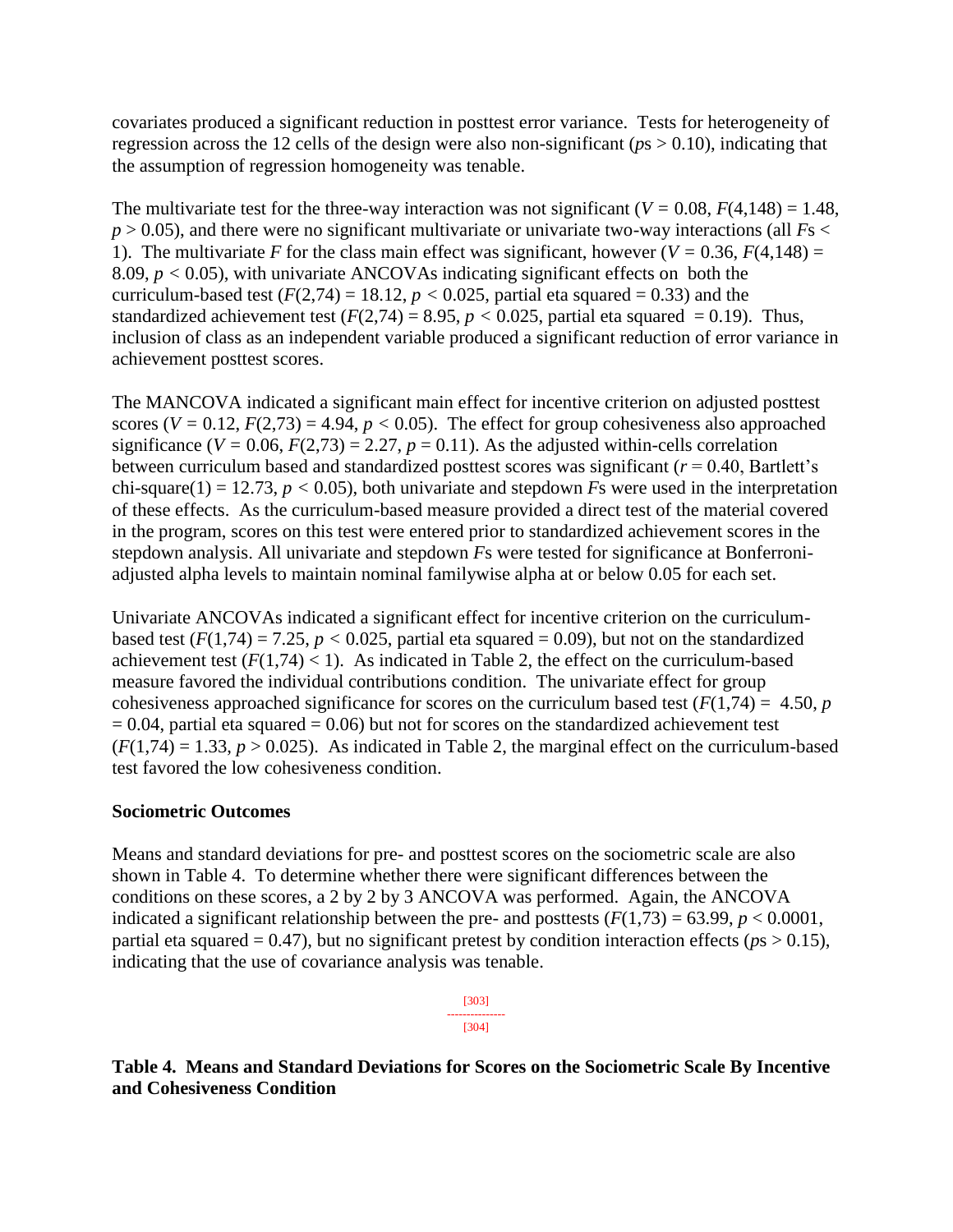covariates produced a significant reduction in posttest error variance. Tests for heterogeneity of regression across the 12 cells of the design were also non-significant ($p$s $> 0.10$), indicating that the assumption of regression homogeneity was tenable.

The multivariate test for the three-way interaction was not significant ($V = 0.08$, $F(4,148) = 1.48$, $p > 0.05$), and there were no significant multivariate or univariate two-way interactions (all $F$s $< 1$). The multivariate $F$ for the class main effect was significant, however ($V = 0.36$, $F(4,148) = 8.09$, $p < 0.05$), with univariate ANCOVAs indicating significant effects on both the curriculum-based test ($F(2,74) = 18.12$, $p < 0.025$, partial eta squared $= 0.33$) and the standardized achievement test ($F(2,74) = 8.95$, $p < 0.025$, partial eta squared $= 0.19$). Thus, inclusion of class as an independent variable produced a significant reduction of error variance in achievement posttest scores.

The MANCOVA indicated a significant main effect for incentive criterion on adjusted posttest scores ($V = 0.12$, $F(2,73) = 4.94$, $p < 0.05$). The effect for group cohesiveness also approached significance ($V = 0.06$, $F(2,73) = 2.27$, $p = 0.11$). As the adjusted within-cells correlation between curriculum based and standardized posttest scores was significant ($r = 0.40$, Bartlett's chi-square(1) $= 12.73$, $p < 0.05$), both univariate and stepdown $F$s were used in the interpretation of these effects. As the curriculum-based measure provided a direct test of the material covered in the program, scores on this test were entered prior to standardized achievement scores in the stepdown analysis. All univariate and stepdown $F$s were tested for significance at Bonferroni-adjusted alpha levels to maintain nominal familywise alpha at or below 0.05 for each set.

Univariate ANCOVAs indicated a significant effect for incentive criterion on the curriculum-based test ($F(1,74) = 7.25$, $p < 0.025$, partial eta squared $= 0.09$), but not on the standardized achievement test ($F(1,74) < 1$). As indicated in Table 2, the effect on the curriculum-based measure favored the individual contributions condition. The univariate effect for group cohesiveness approached significance for scores on the curriculum based test ($F(1,74) = 4.50$, $p = 0.04$, partial eta squared $= 0.06$) but not for scores on the standardized achievement test ($F(1,74) = 1.33$, $p > 0.025$). As indicated in Table 2, the marginal effect on the curriculum-based test favored the low cohesiveness condition.

### Sociometric Outcomes

Means and standard deviations for pre- and posttest scores on the sociometric scale are also shown in Table 4. To determine whether there were significant differences between the conditions on these scores, a 2 by 2 by 3 ANCOVA was performed. Again, the ANCOVA indicated a significant relationship between the pre- and posttests ($F(1,73) = 63.99$, $p < 0.0001$, partial eta squared $= 0.47$), but no significant pretest by condition interaction effects ($p$s $> 0.15$), indicating that the use of covariance analysis was tenable.

**Table 4. Means and Standard Deviations for Scores on the Sociometric Scale By Incentive and Cohesiveness Condition**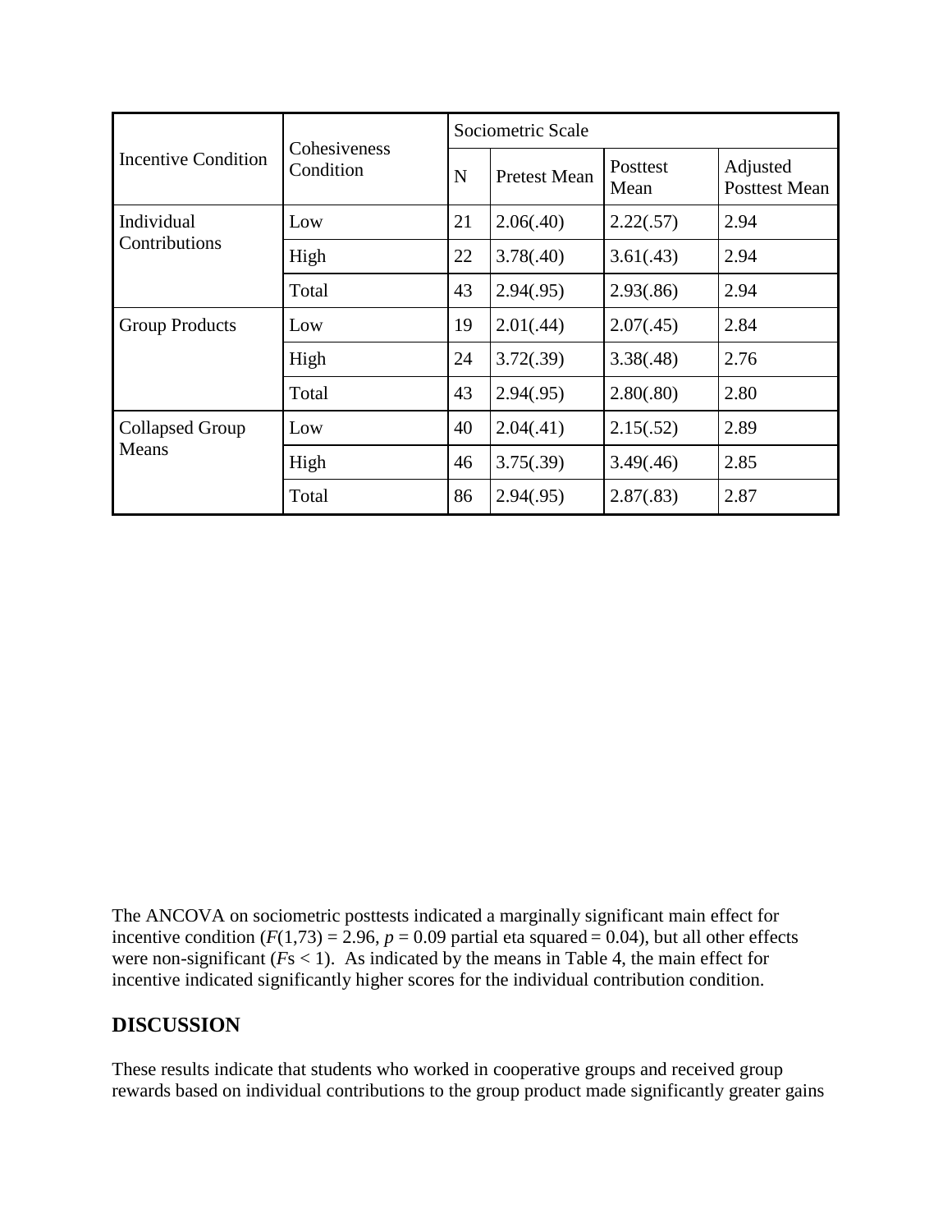| Incentive Condition | Cohesiveness Condition | Sociometric Scale | | | |
|---|---|---|---|---|---|
| | | N | Pretest Mean | Posttest Mean | Adjusted Posttest Mean |
| Individual Contributions | Low | 21 | 2.06(.40) | 2.22(.57) | 2.94 |
| | High | 22 | 3.78(.40) | 3.61(.43) | 2.94 |
| | Total | 43 | 2.94(.95) | 2.93(.86) | 2.94 |
| Group Products | Low | 19 | 2.01(.44) | 2.07(.45) | 2.84 |
| | High | 24 | 3.72(.39) | 3.38(.48) | 2.76 |
| | Total | 43 | 2.94(.95) | 2.80(.80) | 2.80 |
| Collapsed Group Means | Low | 40 | 2.04(.41) | 2.15(.52) | 2.89 |
| | High | 46 | 3.75(.39) | 3.49(.46) | 2.85 |
| | Total | 86 | 2.94(.95) | 2.87(.83) | 2.87 |

The ANCOVA on sociometric posttests indicated a marginally significant main effect for incentive condition ($F(1,73) = 2.96$, $p = 0.09$ partial eta squared = 0.04), but all other effects were non-significant ($F\text{s} < 1$). As indicated by the means in Table 4, the main effect for incentive indicated significantly higher scores for the individual contribution condition.

## DISCUSSION

These results indicate that students who worked in cooperative groups and received group rewards based on individual contributions to the group product made significantly greater gains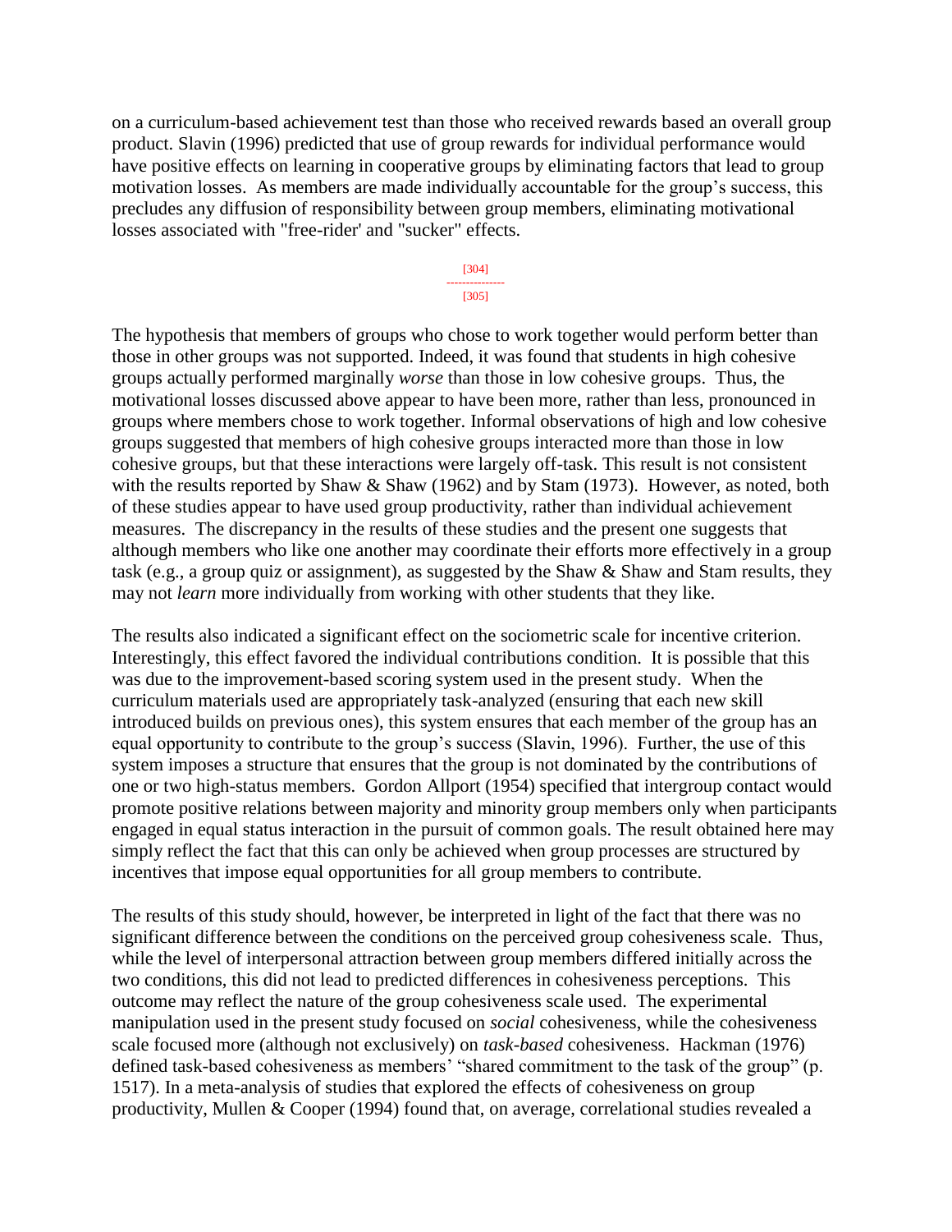on a curriculum-based achievement test than those who received rewards based an overall group product. Slavin (1996) predicted that use of group rewards for individual performance would have positive effects on learning in cooperative groups by eliminating factors that lead to group motivation losses. As members are made individually accountable for the group's success, this precludes any diffusion of responsibility between group members, eliminating motivational losses associated with "free-rider' and "sucker" effects.

The hypothesis that members of groups who chose to work together would perform better than those in other groups was not supported. Indeed, it was found that students in high cohesive groups actually performed marginally *worse* than those in low cohesive groups. Thus, the motivational losses discussed above appear to have been more, rather than less, pronounced in groups where members chose to work together. Informal observations of high and low cohesive groups suggested that members of high cohesive groups interacted more than those in low cohesive groups, but that these interactions were largely off-task. This result is not consistent with the results reported by Shaw & Shaw (1962) and by Stam (1973). However, as noted, both of these studies appear to have used group productivity, rather than individual achievement measures. The discrepancy in the results of these studies and the present one suggests that although members who like one another may coordinate their efforts more effectively in a group task (e.g., a group quiz or assignment), as suggested by the Shaw & Shaw and Stam results, they may not *learn* more individually from working with other students that they like.

The results also indicated a significant effect on the sociometric scale for incentive criterion. Interestingly, this effect favored the individual contributions condition. It is possible that this was due to the improvement-based scoring system used in the present study. When the curriculum materials used are appropriately task-analyzed (ensuring that each new skill introduced builds on previous ones), this system ensures that each member of the group has an equal opportunity to contribute to the group's success (Slavin, 1996). Further, the use of this system imposes a structure that ensures that the group is not dominated by the contributions of one or two high-status members. Gordon Allport (1954) specified that intergroup contact would promote positive relations between majority and minority group members only when participants engaged in equal status interaction in the pursuit of common goals. The result obtained here may simply reflect the fact that this can only be achieved when group processes are structured by incentives that impose equal opportunities for all group members to contribute.

The results of this study should, however, be interpreted in light of the fact that there was no significant difference between the conditions on the perceived group cohesiveness scale. Thus, while the level of interpersonal attraction between group members differed initially across the two conditions, this did not lead to predicted differences in cohesiveness perceptions. This outcome may reflect the nature of the group cohesiveness scale used. The experimental manipulation used in the present study focused on *social* cohesiveness, while the cohesiveness scale focused more (although not exclusively) on *task-based* cohesiveness. Hackman (1976) defined task-based cohesiveness as members' "shared commitment to the task of the group" (p. 1517). In a meta-analysis of studies that explored the effects of cohesiveness on group productivity, Mullen & Cooper (1994) found that, on average, correlational studies revealed a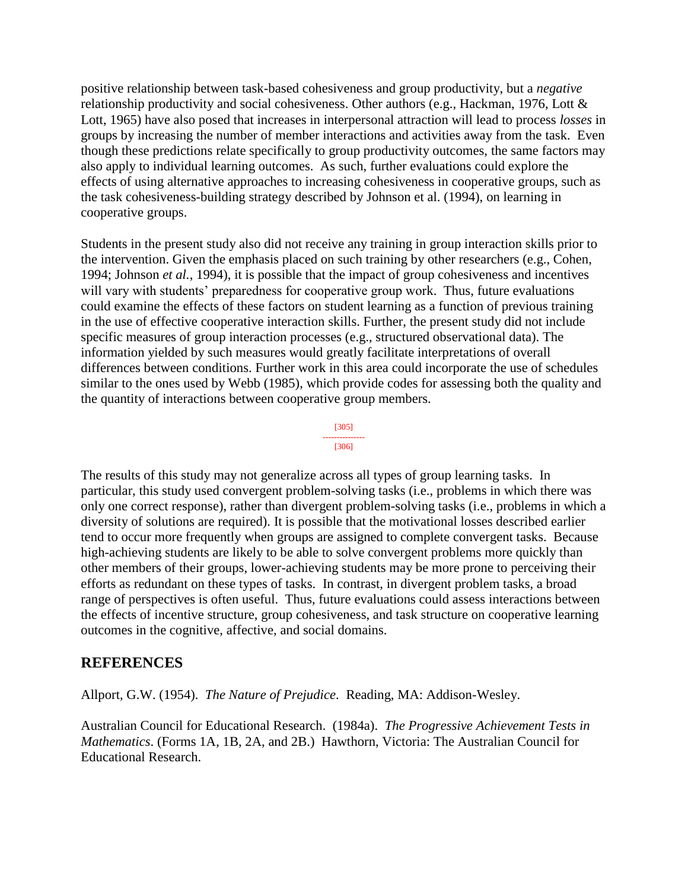positive relationship between task-based cohesiveness and group productivity, but a *negative* relationship productivity and social cohesiveness. Other authors (e.g., Hackman, 1976, Lott & Lott, 1965) have also posed that increases in interpersonal attraction will lead to process *losses* in groups by increasing the number of member interactions and activities away from the task. Even though these predictions relate specifically to group productivity outcomes, the same factors may also apply to individual learning outcomes. As such, further evaluations could explore the effects of using alternative approaches to increasing cohesiveness in cooperative groups, such as the task cohesiveness-building strategy described by Johnson et al. (1994), on learning in cooperative groups.

Students in the present study also did not receive any training in group interaction skills prior to the intervention. Given the emphasis placed on such training by other researchers (e.g., Cohen, 1994; Johnson *et al.*, 1994), it is possible that the impact of group cohesiveness and incentives will vary with students' preparedness for cooperative group work. Thus, future evaluations could examine the effects of these factors on student learning as a function of previous training in the use of effective cooperative interaction skills. Further, the present study did not include specific measures of group interaction processes (e.g., structured observational data). The information yielded by such measures would greatly facilitate interpretations of overall differences between conditions. Further work in this area could incorporate the use of schedules similar to the ones used by Webb (1985), which provide codes for assessing both the quality and the quantity of interactions between cooperative group members.

The results of this study may not generalize across all types of group learning tasks. In particular, this study used convergent problem-solving tasks (i.e., problems in which there was only one correct response), rather than divergent problem-solving tasks (i.e., problems in which a diversity of solutions are required). It is possible that the motivational losses described earlier tend to occur more frequently when groups are assigned to complete convergent tasks. Because high-achieving students are likely to be able to solve convergent problems more quickly than other members of their groups, lower-achieving students may be more prone to perceiving their efforts as redundant on these types of tasks. In contrast, in divergent problem tasks, a broad range of perspectives is often useful. Thus, future evaluations could assess interactions between the effects of incentive structure, group cohesiveness, and task structure on cooperative learning outcomes in the cognitive, affective, and social domains.

## REFERENCES

Allport, G.W. (1954). *The Nature of Prejudice*. Reading, MA: Addison-Wesley.

Australian Council for Educational Research. (1984a). *The Progressive Achievement Tests in Mathematics*. (Forms 1A, 1B, 2A, and 2B.) Hawthorn, Victoria: The Australian Council for Educational Research.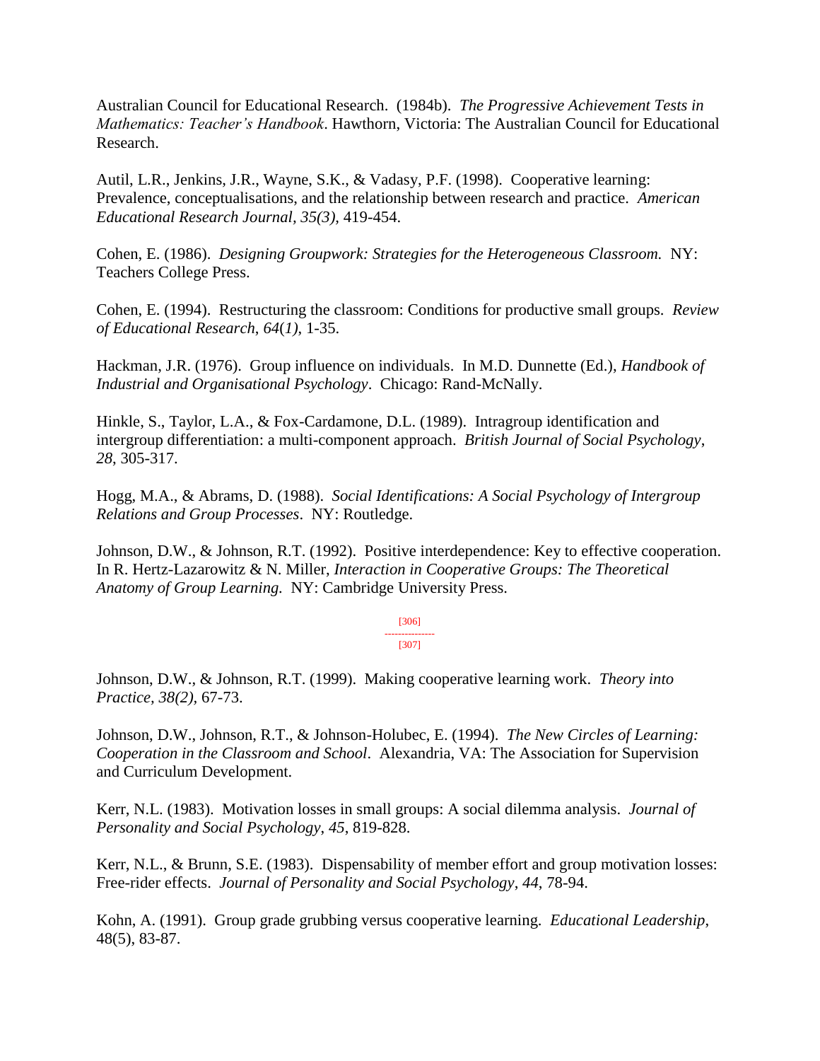Australian Council for Educational Research. (1984b). *The Progressive Achievement Tests in Mathematics: Teacher's Handbook*. Hawthorn, Victoria: The Australian Council for Educational Research.

Autil, L.R., Jenkins, J.R., Wayne, S.K., & Vadasy, P.F. (1998). Cooperative learning: Prevalence, conceptualisations, and the relationship between research and practice. *American Educational Research Journal*, *35(3)*, 419-454.

Cohen, E. (1986). *Designing Groupwork: Strategies for the Heterogeneous Classroom.* NY: Teachers College Press.

Cohen, E. (1994). Restructuring the classroom: Conditions for productive small groups. *Review of Educational Research*, *64*(*1)*, 1-35.

Hackman, J.R. (1976). Group influence on individuals. In M.D. Dunnette (Ed.), *Handbook of Industrial and Organisational Psychology*. Chicago: Rand-McNally.

Hinkle, S., Taylor, L.A., & Fox-Cardamone, D.L. (1989). Intragroup identification and intergroup differentiation: a multi-component approach. *British Journal of Social Psychology*, *28*, 305-317.

Hogg, M.A., & Abrams, D. (1988). *Social Identifications: A Social Psychology of Intergroup Relations and Group Processes*. NY: Routledge.

Johnson, D.W., & Johnson, R.T. (1992). Positive interdependence: Key to effective cooperation. In R. Hertz-Lazarowitz & N. Miller, *Interaction in Cooperative Groups: The Theoretical Anatomy of Group Learning.* NY: Cambridge University Press.

[306]
---------------
[307]

Johnson, D.W., & Johnson, R.T. (1999). Making cooperative learning work. *Theory into Practice*, *38(2)*, 67-73.

Johnson, D.W., Johnson, R.T., & Johnson-Holubec, E. (1994). *The New Circles of Learning: Cooperation in the Classroom and School*. Alexandria, VA: The Association for Supervision and Curriculum Development.

Kerr, N.L. (1983). Motivation losses in small groups: A social dilemma analysis. *Journal of Personality and Social Psychology*, *45*, 819-828.

Kerr, N.L., & Brunn, S.E. (1983). Dispensability of member effort and group motivation losses: Free-rider effects. *Journal of Personality and Social Psychology*, *44*, 78-94.

Kohn, A. (1991). Group grade grubbing versus cooperative learning. *Educational Leadership*, 48(5), 83-87.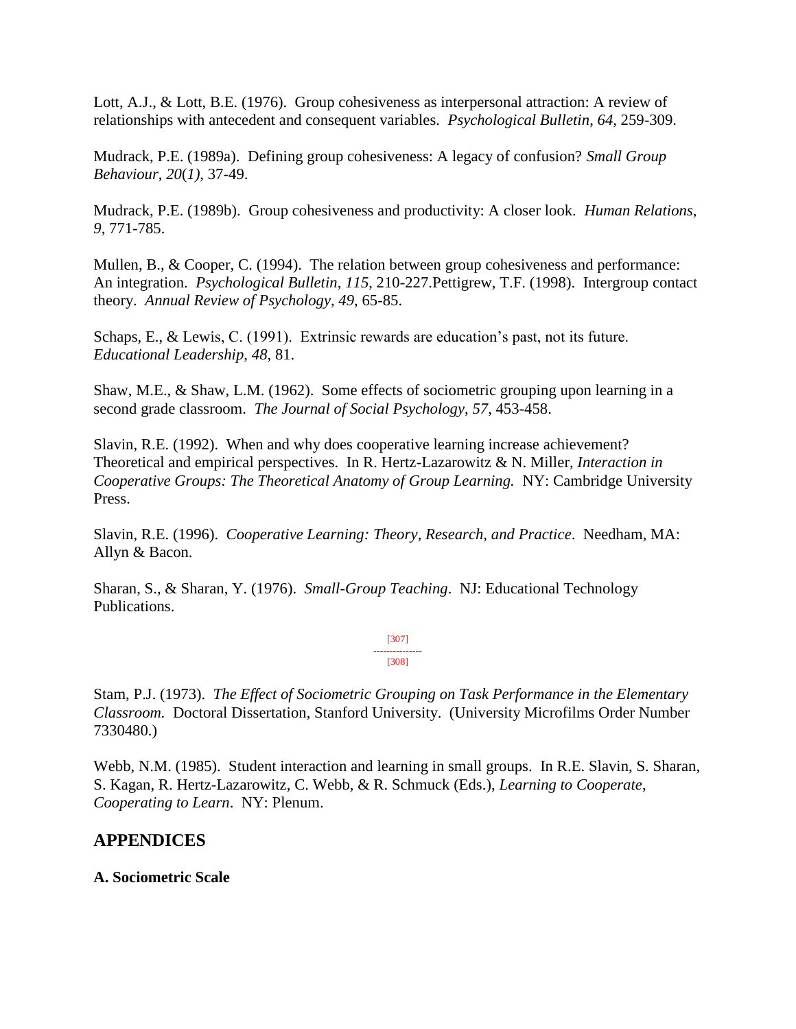Lott, A.J., & Lott, B.E. (1976). Group cohesiveness as interpersonal attraction: A review of relationships with antecedent and consequent variables. *Psychological Bulletin*, *64*, 259-309.

Mudrack, P.E. (1989a). Defining group cohesiveness: A legacy of confusion? *Small Group Behaviour*, *20*(*1*), 37-49.

Mudrack, P.E. (1989b). Group cohesiveness and productivity: A closer look. *Human Relations*, *9*, 771-785.

Mullen, B., & Cooper, C. (1994). The relation between group cohesiveness and performance: An integration. *Psychological Bulletin*, *115*, 210-227.Pettigrew, T.F. (1998). Intergroup contact theory. *Annual Review of Psychology*, *49*, 65-85.

Schaps, E., & Lewis, C. (1991). Extrinsic rewards are education's past, not its future. *Educational Leadership*, *48*, 81.

Shaw, M.E., & Shaw, L.M. (1962). Some effects of sociometric grouping upon learning in a second grade classroom. *The Journal of Social Psychology*, *57*, 453-458.

Slavin, R.E. (1992). When and why does cooperative learning increase achievement? Theoretical and empirical perspectives. In R. Hertz-Lazarowitz & N. Miller, *Interaction in Cooperative Groups: The Theoretical Anatomy of Group Learning.* NY: Cambridge University Press.

Slavin, R.E. (1996). *Cooperative Learning: Theory, Research, and Practice*. Needham, MA: Allyn & Bacon.

Sharan, S., & Sharan, Y. (1976). *Small-Group Teaching*. NJ: Educational Technology Publications.

[307]
---------------
[308]

Stam, P.J. (1973). *The Effect of Sociometric Grouping on Task Performance in the Elementary Classroom.* Doctoral Dissertation, Stanford University. (University Microfilms Order Number 7330480.)

Webb, N.M. (1985). Student interaction and learning in small groups. In R.E. Slavin, S. Sharan, S. Kagan, R. Hertz-Lazarowitz, C. Webb, & R. Schmuck (Eds.), *Learning to Cooperate, Cooperating to Learn*. NY: Plenum.

## APPENDICES

**A. Sociometric Scale**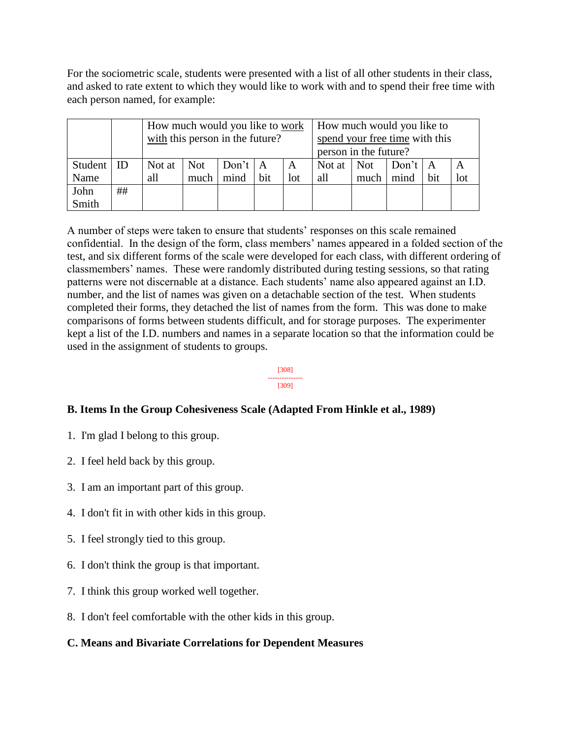For the sociometric scale, students were presented with a list of all other students in their class, and asked to rate extent to which they would like to work with and to spend their free time with each person named, for example:

| | | How much would you like to work with this person in the future? | | | | | How much would you like to spend your free time with this person in the future? | | | | |
|---|---|---|---|---|---|---|---|---|---|---|---|
| Student Name | ID | Not at all | Not much | Don't mind | A bit | A lot | Not at all | Not much | Don't mind | A bit | A lot |
| John Smith | ## | | | | | | | | | | |

A number of steps were taken to ensure that students' responses on this scale remained confidential. In the design of the form, class members' names appeared in a folded section of the test, and six different forms of the scale were developed for each class, with different ordering of classmembers' names. These were randomly distributed during testing sessions, so that rating patterns were not discernable at a distance. Each students' name also appeared against an I.D. number, and the list of names was given on a detachable section of the test. When students completed their forms, they detached the list of names from the form. This was done to make comparisons of forms between students difficult, and for storage purposes. The experimenter kept a list of the I.D. numbers and names in a separate location so that the information could be used in the assignment of students to groups.

[308]
---------------
[309]

### B. Items In the Group Cohesiveness Scale (Adapted From Hinkle et al., 1989)

1. I'm glad I belong to this group.
2. I feel held back by this group.
3. I am an important part of this group.
4. I don't fit in with other kids in this group.
5. I feel strongly tied to this group.
6. I don't think the group is that important.
7. I think this group worked well together.
8. I don't feel comfortable with the other kids in this group.

### C. Means and Bivariate Correlations for Dependent Measures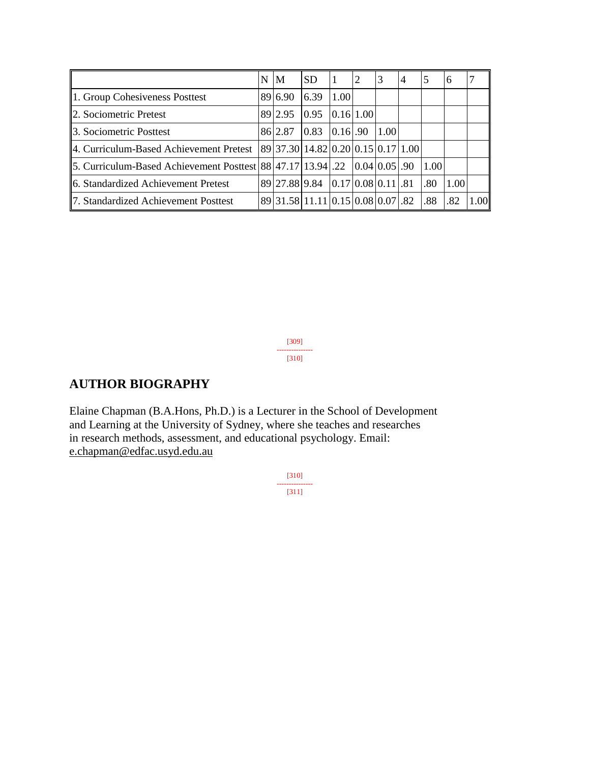| | N | M | SD | 1 | 2 | 3 | 4 | 5 | 6 | 7 |
|---|---|---|---|---|---|---|---|---|---|---|
| 1. Group Cohesiveness Posttest | 89 | 6.90 | 6.39 | 1.00 | | | | | | |
| 2. Sociometric Pretest | 89 | 2.95 | 0.95 | 0.16 | 1.00 | | | | | |
| 3. Sociometric Posttest | 86 | 2.87 | 0.83 | 0.16 | .90 | 1.00 | | | | |
| 4. Curriculum-Based Achievement Pretest | 89 | 37.30 | 14.82 | 0.20 | 0.15 | 0.17 | 1.00 | | | |
| 5. Curriculum-Based Achievement Posttest | 88 | 47.17 | 13.94 | .22 | 0.04 | 0.05 | .90 | 1.00 | | |
| 6. Standardized Achievement Pretest | 89 | 27.88 | 9.84 | 0.17 | 0.08 | 0.11 | .81 | .80 | 1.00 | |
| 7. Standardized Achievement Posttest | 89 | 31.58 | 11.11 | 0.15 | 0.08 | 0.07 | .82 | .88 | .82 | 1.00 |

## AUTHOR BIOGRAPHY

Elaine Chapman (B.A.Hons, Ph.D.) is a Lecturer in the School of Development and Learning at the University of Sydney, where she teaches and researches in research methods, assessment, and educational psychology. Email: e.chapman@edfac.usyd.edu.au